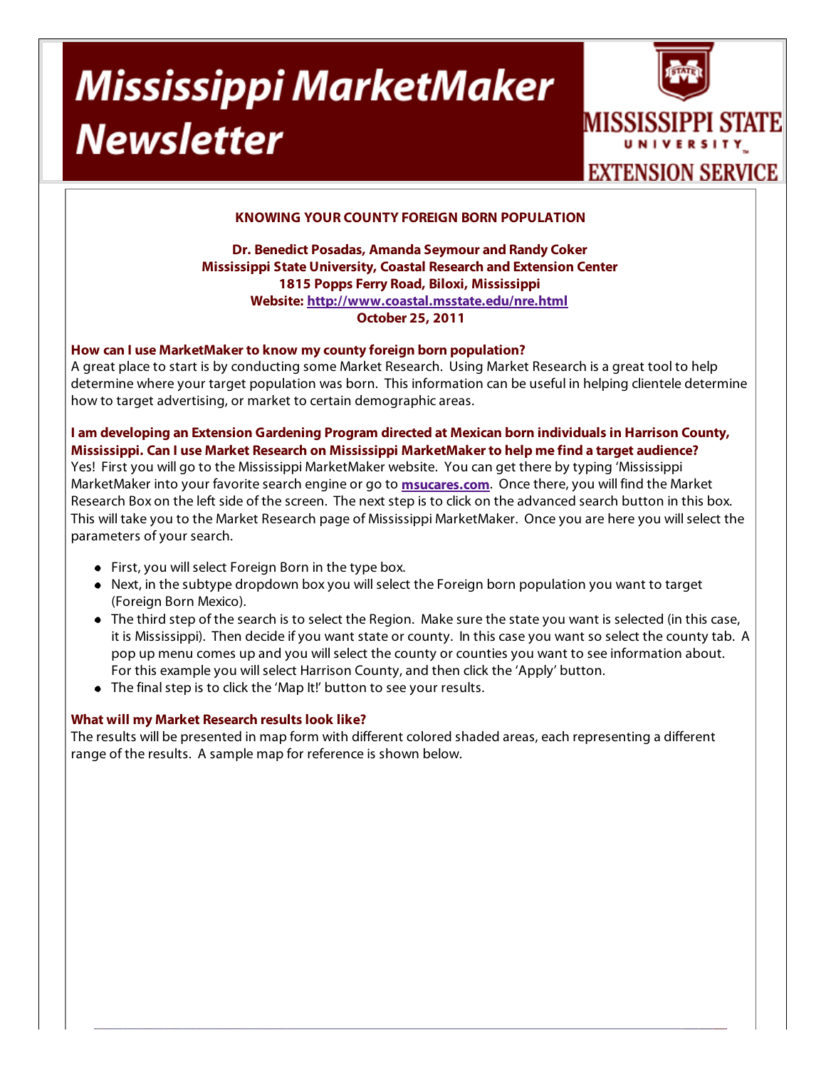# Mississippi MarketMaker Newsletter

MISSISSIPPI STATE UNIVERSITY EXTENSION SERVICE

## KNOWING YOUR COUNTY FOREIGN BORN POPULATION

**Dr. Benedict Posadas, Amanda Seymour and Randy Coker**
**Mississippi State University, Coastal Research and Extension Center**
**1815 Popps Ferry Road, Biloxi, Mississippi**
**Website: [http://www.coastal.msstate.edu/nre.html](http://www.coastal.msstate.edu/nre.html)**
**October 25, 2011**

### How can I use MarketMaker to know my county foreign born population?

A great place to start is by conducting some Market Research. Using Market Research is a great tool to help determine where your target population was born. This information can be useful in helping clientele determine how to target advertising, or market to certain demographic areas.

### I am developing an Extension Gardening Program directed at Mexican born individuals in Harrison County, Mississippi. Can I use Market Research on Mississippi MarketMaker to help me find a target audience?

Yes! First you will go to the Mississippi MarketMaker website. You can get there by typing 'Mississippi MarketMaker into your favorite search engine or go to **[msucares.com](http://msucares.com)**. Once there, you will find the Market Research Box on the left side of the screen. The next step is to click on the advanced search button in this box. This will take you to the Market Research page of Mississippi MarketMaker. Once you are here you will select the parameters of your search.

- First, you will select Foreign Born in the type box.
- Next, in the subtype dropdown box you will select the Foreign born population you want to target (Foreign Born Mexico).
- The third step of the search is to select the Region. Make sure the state you want is selected (in this case, it is Mississippi). Then decide if you want state or county. In this case you want so select the county tab. A pop up menu comes up and you will select the county or counties you want to see information about. For this example you will select Harrison County, and then click the 'Apply' button.
- The final step is to click the 'Map It!' button to see your results.

### What will my Market Research results look like?

The results will be presented in map form with different colored shaded areas, each representing a different range of the results. A sample map for reference is shown below.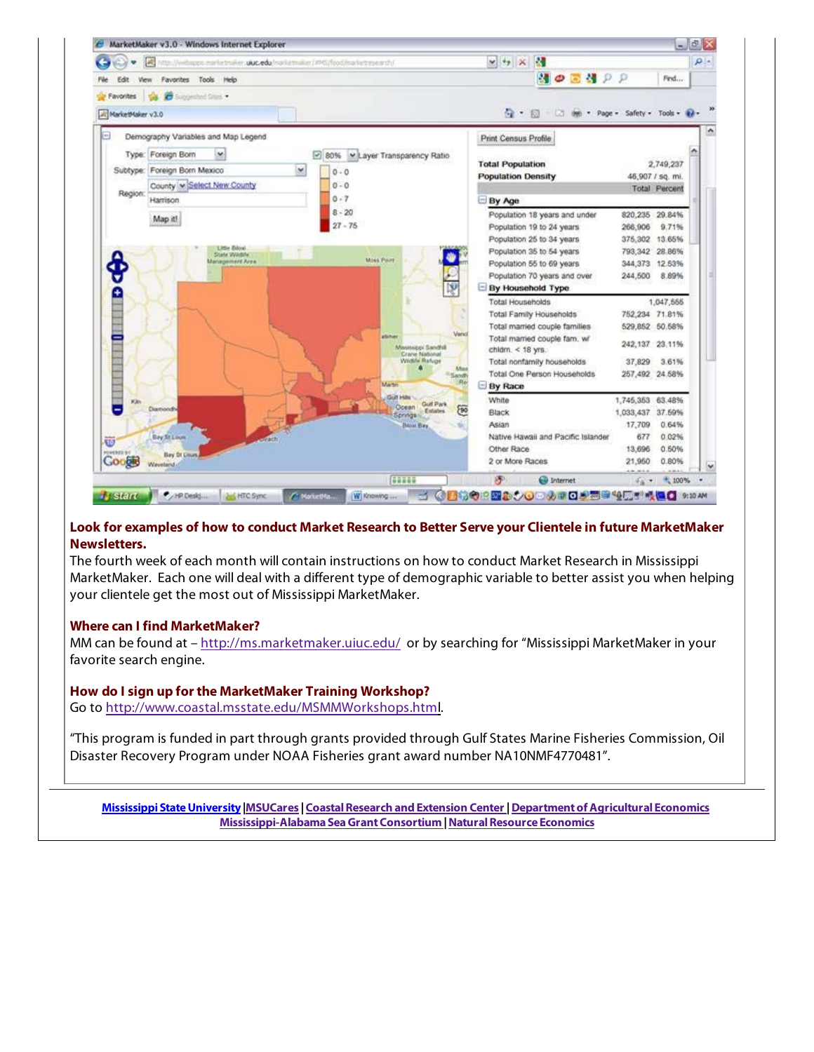**Look for examples of how to conduct Market Research to Better Serve your Clientele in future MarketMaker Newsletters.**

The fourth week of each month will contain instructions on how to conduct Market Research in Mississippi MarketMaker. Each one will deal with a different type of demographic variable to better assist you when helping your clientele get the most out of Mississippi MarketMaker.

**Where can I find MarketMaker?**

MM can be found at – http://ms.marketmaker.uiuc.edu/ or by searching for "Mississippi MarketMaker in your favorite search engine.

**How do I sign up for the MarketMaker Training Workshop?**

Go to http://www.coastal.msstate.edu/MSMMWorkshops.html.

"This program is funded in part through grants provided through Gulf States Marine Fisheries Commission, Oil Disaster Recovery Program under NOAA Fisheries grant award number NA10NMF4770481".

**Mississippi State University** | **MSUCares** | **Coastal Research and Extension Center** | **Department of Agricultural Economics**
**Mississippi-Alabama Sea Grant Consortium** | **Natural Resource Economics**